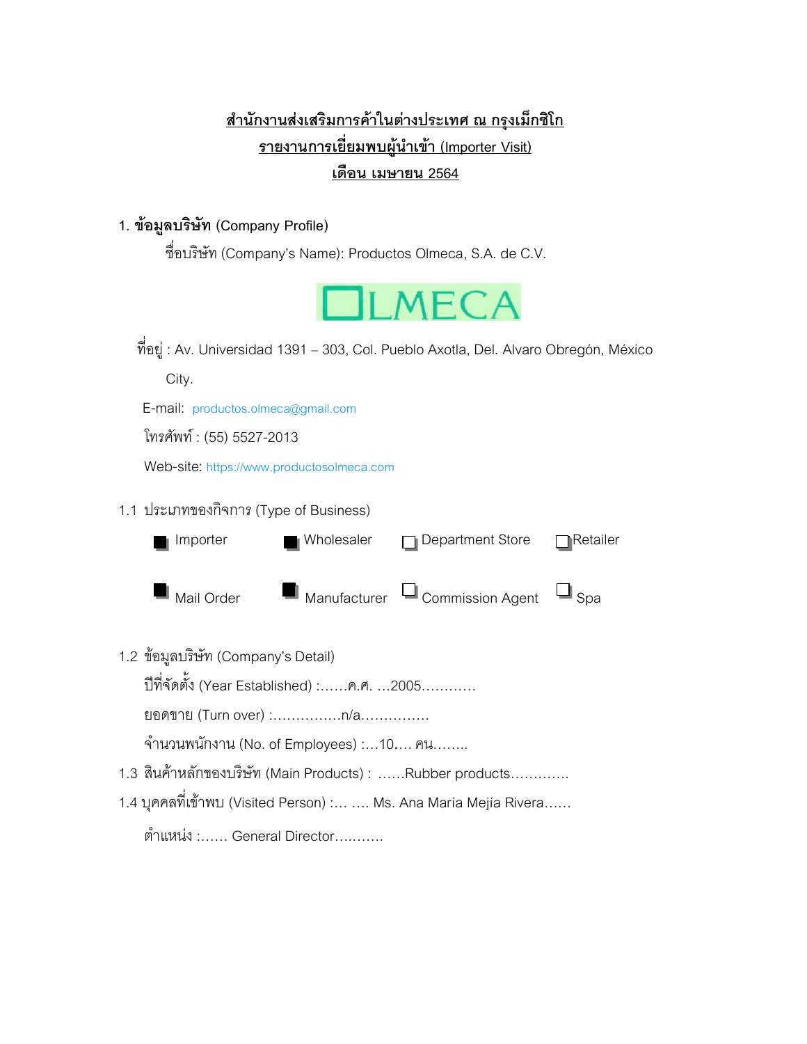**สำนักงานส่งเสริมการค้าในต่างประเทศ ณ กรุงเม็กซิโก**

**รายงานการเยี่ยมพบผู้นำเข้า (Importer Visit)**

**เดือน เมษายน 2564**

## 1. ข้อมูลบริษัท (Company Profile)

ชื่อบริษัท (Company's Name): Productos Olmeca, S.A. de C.V.

OLMECA

ที่อยู่ : Av. Universidad 1391 – 303, Col. Pueblo Axotla, Del. Alvaro Obregón, México City.

E-mail: productos.olmeca@gmail.com

โทรศัพท์ : (55) 5527-2013

Web-site: https://www.productosolmeca.com

### 1.1 ประเภทของกิจการ (Type of Business)

- [x] Importer
- [x] Wholesaler
- [ ] Department Store
- [ ] Retailer
- [x] Mail Order
- [x] Manufacturer
- [ ] Commission Agent
- [ ] Spa

### 1.2 ข้อมูลบริษัท (Company's Detail)

ปีที่จัดตั้ง (Year Established) :......ค.ศ. ...2005...........

ยอดขาย (Turn over) :...............n/a..............

จำนวนพนักงาน (No. of Employees) :...10.... คน........

### 1.3 สินค้าหลักของบริษัท (Main Products) : ......Rubber products............

### 1.4 บุคคลที่เข้าพบ (Visited Person) :... .... Ms. Ana María Mejía Rivera......

ตำแหน่ง :...... General Director...........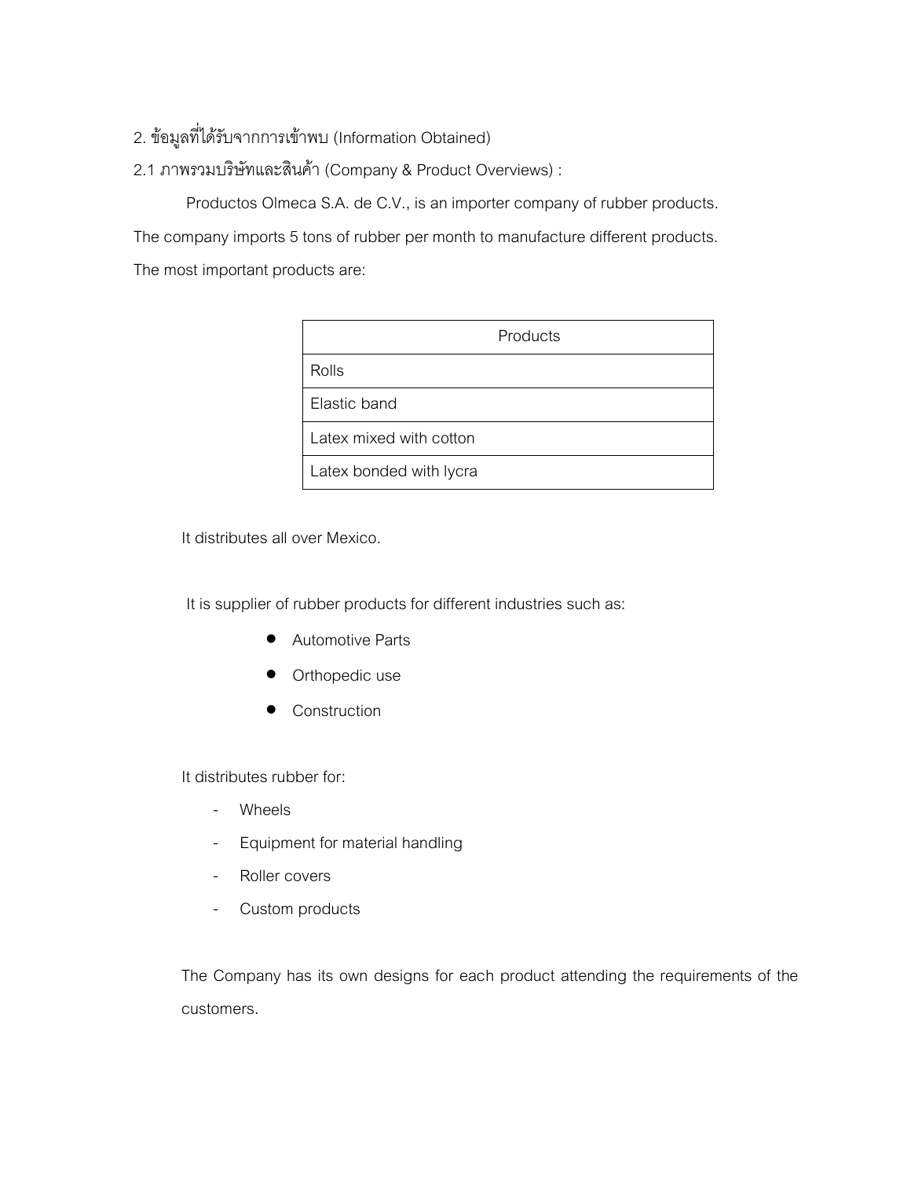## 2. ข้อมูลที่ได้รับจากการเข้าพบ (Information Obtained)

### 2.1 ภาพรวมบริษัทและสินค้า (Company & Product Overviews) :

Productos Olmeca S.A. de C.V., is an importer company of rubber products. The company imports 5 tons of rubber per month to manufacture different products. The most important products are:

| Products |
|---|
| Rolls |
| Elastic band |
| Latex mixed with cotton |
| Latex bonded with lycra |

It distributes all over Mexico.

It is supplier of rubber products for different industries such as:

- Automotive Parts
- Orthopedic use
- Construction

It distributes rubber for:

- Wheels
- Equipment for material handling
- Roller covers
- Custom products

The Company has its own designs for each product attending the requirements of the customers.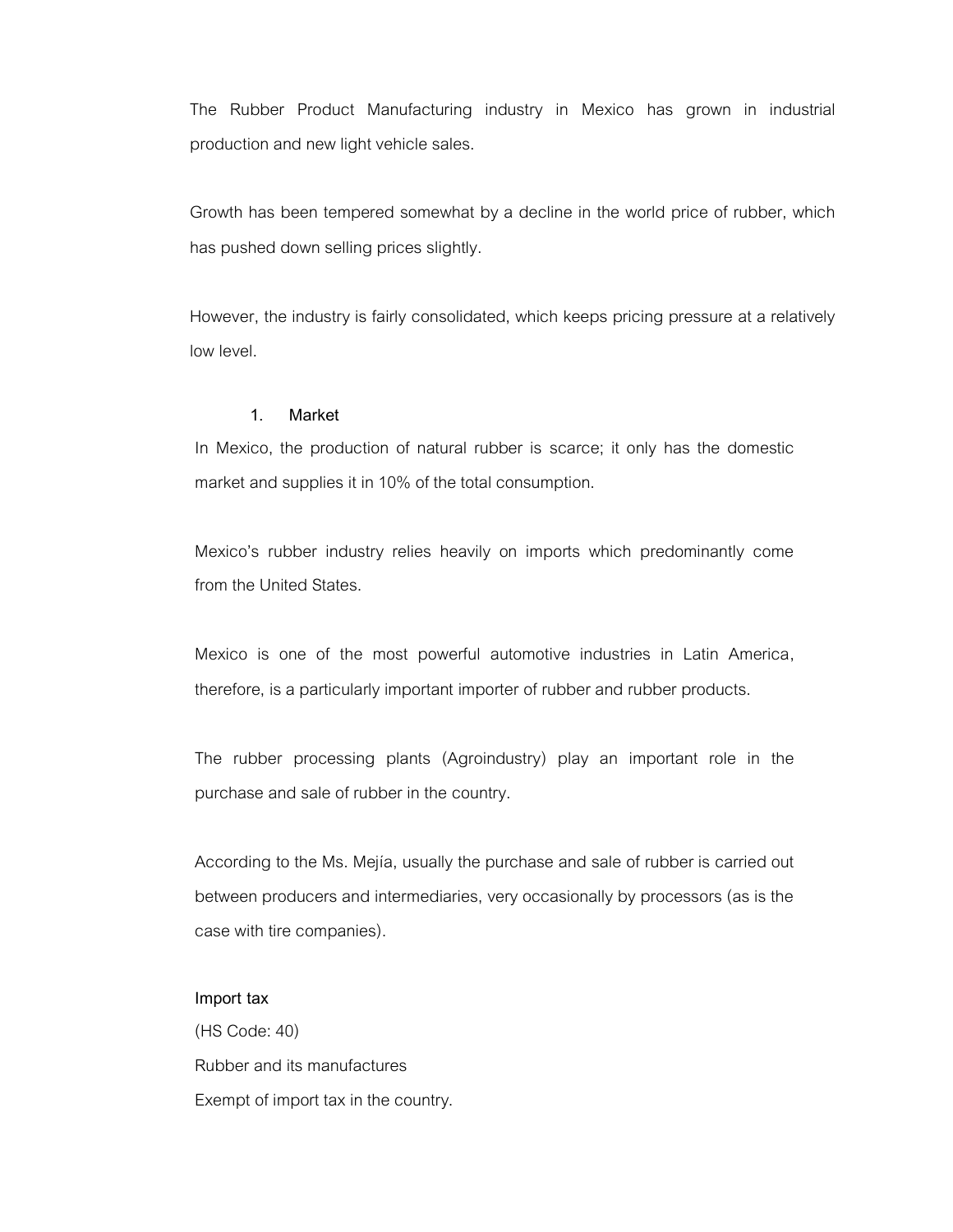The Rubber Product Manufacturing industry in Mexico has grown in industrial production and new light vehicle sales.

Growth has been tempered somewhat by a decline in the world price of rubber, which has pushed down selling prices slightly.

However, the industry is fairly consolidated, which keeps pricing pressure at a relatively low level.

## 1. Market

In Mexico, the production of natural rubber is scarce; it only has the domestic market and supplies it in 10% of the total consumption.

Mexico's rubber industry relies heavily on imports which predominantly come from the United States.

Mexico is one of the most powerful automotive industries in Latin America, therefore, is a particularly important importer of rubber and rubber products.

The rubber processing plants (Agroindustry) play an important role in the purchase and sale of rubber in the country.

According to the Ms. Mejía, usually the purchase and sale of rubber is carried out between producers and intermediaries, very occasionally by processors (as is the case with tire companies).

### Import tax

(HS Code: 40)

Rubber and its manufactures

Exempt of import tax in the country.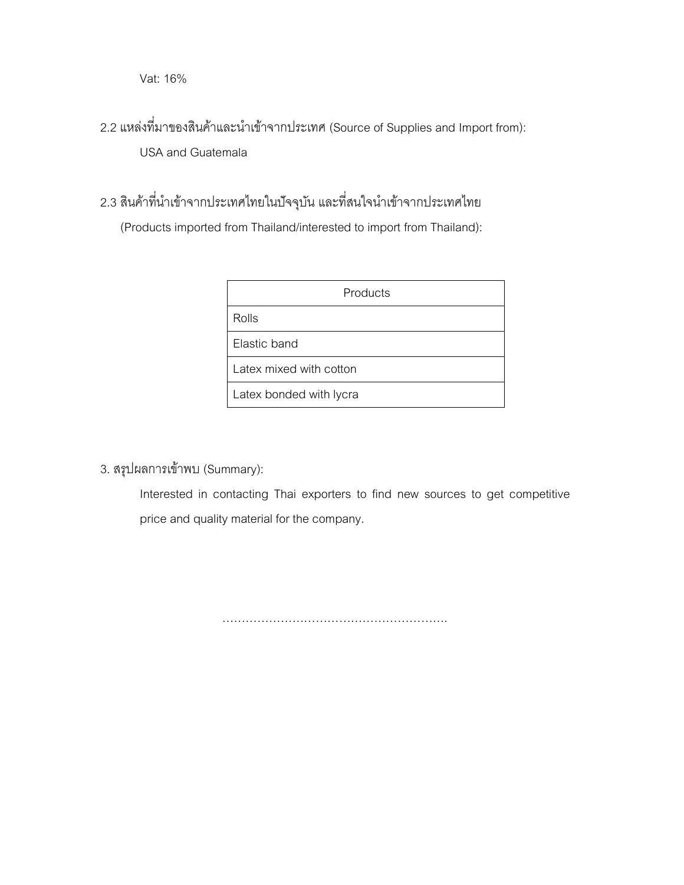Vat: 16%

2.2 แหล่งที่มาของสินค้าและนำเข้าจากประเทศ (Source of Supplies and Import from):

USA and Guatemala

2.3 สินค้าที่นำเข้าจากประเทศไทยในปัจจุบัน และที่สนใจนำเข้าจากประเทศไทย (Products imported from Thailand/interested to import from Thailand):

| Products |
|---|
| Rolls |
| Elastic band |
| Latex mixed with cotton |
| Latex bonded with lycra |

3. สรุปผลการเข้าพบ (Summary):

Interested in contacting Thai exporters to find new sources to get competitive price and quality material for the company.

………………………………………………….